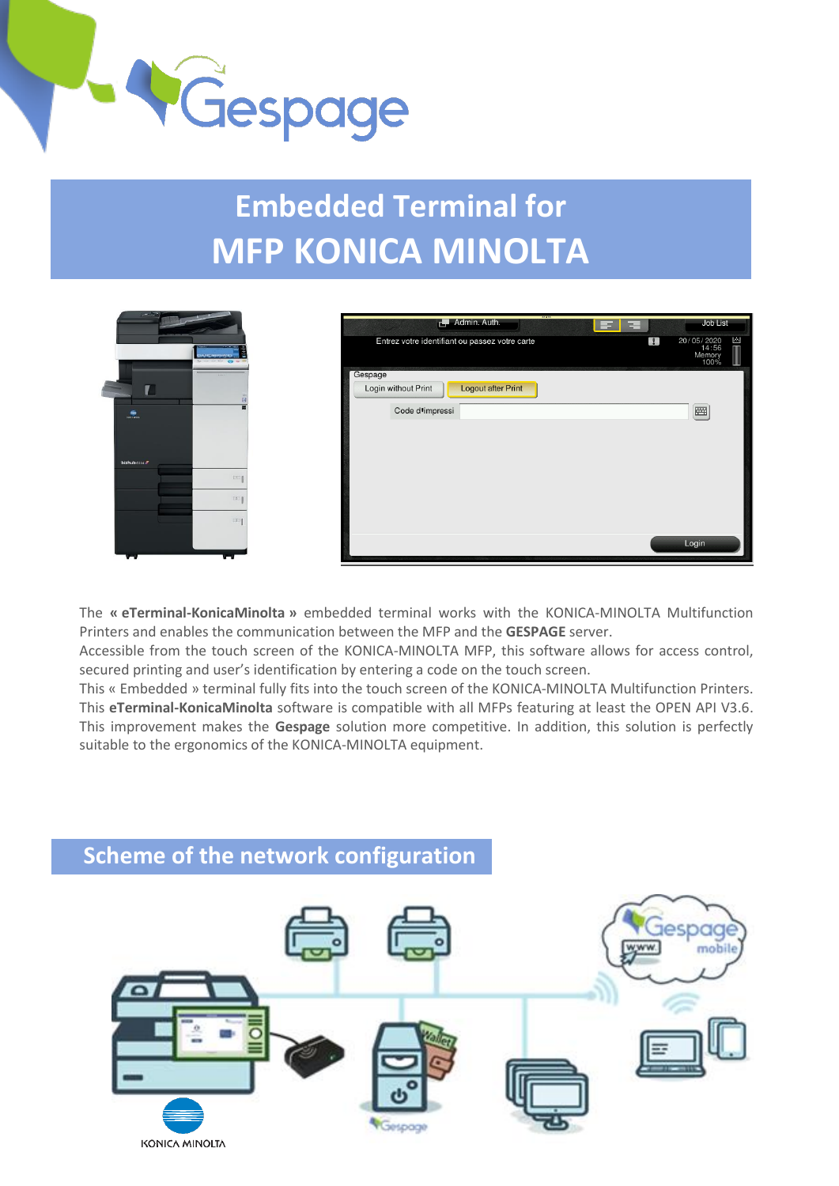# Embedded Terminal for MFP KONICA MINOLTA

The **« eTerminal-KonicaMinolta »** embedded terminal works with the KONICA-MINOLTA Multifunction Printers and enables the communication between the MFP and the **GESPAGE** server.
Accessible from the touch screen of the KONICA-MINOLTA MFP, this software allows for access control, secured printing and user's identification by entering a code on the touch screen.
This « Embedded » terminal fully fits into the touch screen of the KONICA-MINOLTA Multifunction Printers.
This **eTerminal-KonicaMinolta** software is compatible with all MFPs featuring at least the OPEN API V3.6.
This improvement makes the **Gespage** solution more competitive. In addition, this solution is perfectly suitable to the ergonomics of the KONICA-MINOLTA equipment.

## Scheme of the network configuration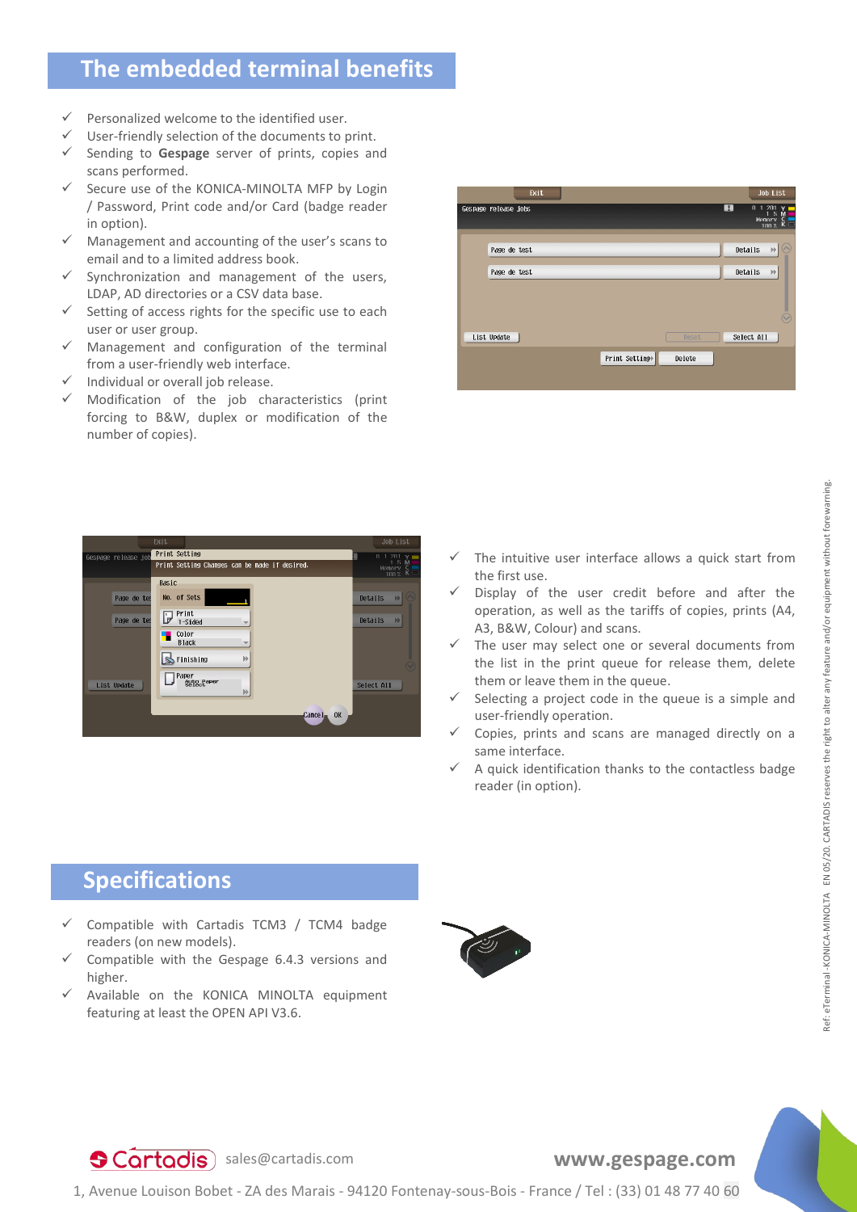## The embedded terminal benefits

- Personalized welcome to the identified user.
- User-friendly selection of the documents to print.
- Sending to **Gespage** server of prints, copies and scans performed.
- Secure use of the KONICA-MINOLTA MFP by Login / Password, Print code and/or Card (badge reader in option).
- Management and accounting of the user's scans to email and to a limited address book.
- Synchronization and management of the users, LDAP, AD directories or a CSV data base.
- Setting of access rights for the specific use to each user or user group.
- Management and configuration of the terminal from a user-friendly web interface.
- Individual or overall job release.
- Modification of the job characteristics (print forcing to B&W, duplex or modification of the number of copies).

- The intuitive user interface allows a quick start from the first use.
- Display of the user credit before and after the operation, as well as the tariffs of copies, prints (A4, A3, B&W, Colour) and scans.
- The user may select one or several documents from the list in the print queue for release them, delete them or leave them in the queue.
- Selecting a project code in the queue is a simple and user-friendly operation.
- Copies, prints and scans are managed directly on a same interface.
- A quick identification thanks to the contactless badge reader (in option).

## Specifications

- Compatible with Cartadis TCM3 / TCM4 badge readers (on new models).
- Compatible with the Gespage 6.4.3 versions and higher.
- Available on the KONICA MINOLTA equipment featuring at least the OPEN API V3.6.

Ref: eTerminal -KONICA-MINOLTA EN 05/20. CARTADIS reserves the right to alter any feature and/or equipment without forewarning.

Cartadis sales@cartadis.com **www.gespage.com**

1, Avenue Louison Bobet - ZA des Marais - 94120 Fontenay-sous-Bois - France / Tel : (33) 01 48 77 40 60